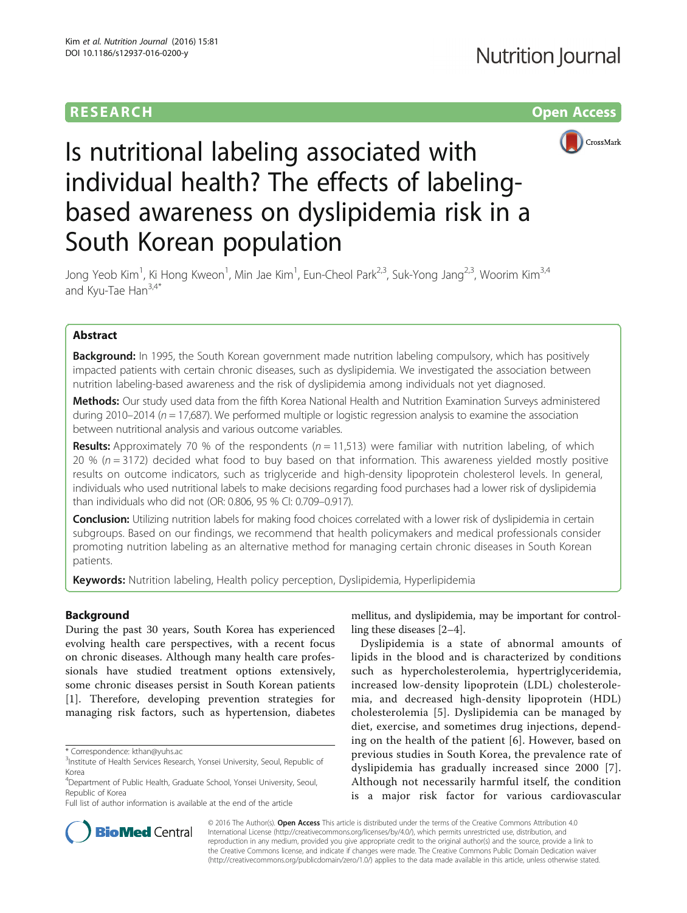RESEARCH

Open Access

# Is nutritional labeling associated with individual health? The effects of labeling-based awareness on dyslipidemia risk in a South Korean population

Jong Yeob Kim[1], Ki Hong Kweon[1], Min Jae Kim[1], Eun-Cheol Park[2,3], Suk-Yong Jang[2,3], Woorim Kim[3,4] and Kyu-Tae Han[3,4*]

## Abstract

**Background:** In 1995, the South Korean government made nutrition labeling compulsory, which has positively impacted patients with certain chronic diseases, such as dyslipidemia. We investigated the association between nutrition labeling-based awareness and the risk of dyslipidemia among individuals not yet diagnosed.

**Methods:** Our study used data from the fifth Korea National Health and Nutrition Examination Surveys administered during 2010–2014 (*n* = 17,687). We performed multiple or logistic regression analysis to examine the association between nutritional analysis and various outcome variables.

**Results:** Approximately 70 % of the respondents (*n* = 11,513) were familiar with nutrition labeling, of which 20 % (*n* = 3172) decided what food to buy based on that information. This awareness yielded mostly positive results on outcome indicators, such as triglyceride and high-density lipoprotein cholesterol levels. In general, individuals who used nutritional labels to make decisions regarding food purchases had a lower risk of dyslipidemia than individuals who did not (OR: 0.806, 95 % CI: 0.709–0.917).

**Conclusion:** Utilizing nutrition labels for making food choices correlated with a lower risk of dyslipidemia in certain subgroups. Based on our findings, we recommend that health policymakers and medical professionals consider promoting nutrition labeling as an alternative method for managing certain chronic diseases in South Korean patients.

**Keywords:** Nutrition labeling, Health policy perception, Dyslipidemia, Hyperlipidemia

## Background

During the past 30 years, South Korea has experienced evolving health care perspectives, with a recent focus on chronic diseases. Although many health care professionals have studied treatment options extensively, some chronic diseases persist in South Korean patients [1]. Therefore, developing prevention strategies for managing risk factors, such as hypertension, diabetes mellitus, and dyslipidemia, may be important for controlling these diseases [2–4].

Dyslipidemia is a state of abnormal amounts of lipids in the blood and is characterized by conditions such as hypercholesterolemia, hypertriglyceridemia, increased low-density lipoprotein (LDL) cholesterolemia, and decreased high-density lipoprotein (HDL) cholesterolemia [5]. Dyslipidemia can be managed by diet, exercise, and sometimes drug injections, depending on the health of the patient [6]. However, based on previous studies in South Korea, the prevalence rate of dyslipidemia has gradually increased since 2000 [7]. Although not necessarily harmful itself, the condition is a major risk factor for various cardiovascular

\* Correspondence: kthan@yuhs.ac
[3]Institute of Health Services Research, Yonsei University, Seoul, Republic of Korea
[4]Department of Public Health, Graduate School, Yonsei University, Seoul, Republic of Korea
Full list of author information is available at the end of the article

© 2016 The Author(s). **Open Access** This article is distributed under the terms of the Creative Commons Attribution 4.0 International License (http://creativecommons.org/licenses/by/4.0/), which permits unrestricted use, distribution, and reproduction in any medium, provided you give appropriate credit to the original author(s) and the source, provide a link to the Creative Commons license, and indicate if changes were made. The Creative Commons Public Domain Dedication waiver (http://creativecommons.org/publicdomain/zero/1.0/) applies to the data made available in this article, unless otherwise stated.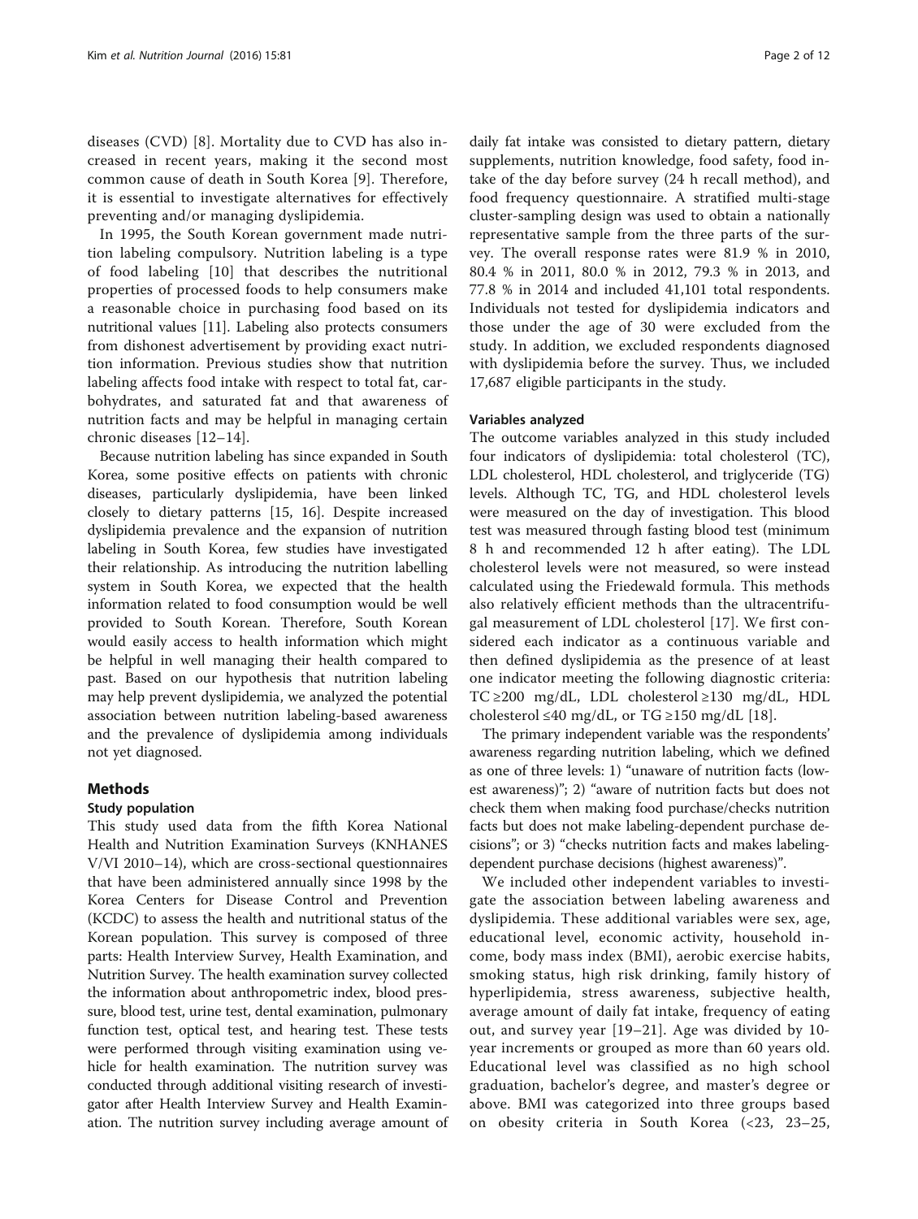diseases (CVD) [8]. Mortality due to CVD has also increased in recent years, making it the second most common cause of death in South Korea [9]. Therefore, it is essential to investigate alternatives for effectively preventing and/or managing dyslipidemia.

In 1995, the South Korean government made nutrition labeling compulsory. Nutrition labeling is a type of food labeling [10] that describes the nutritional properties of processed foods to help consumers make a reasonable choice in purchasing food based on its nutritional values [11]. Labeling also protects consumers from dishonest advertisement by providing exact nutrition information. Previous studies show that nutrition labeling affects food intake with respect to total fat, carbohydrates, and saturated fat and that awareness of nutrition facts and may be helpful in managing certain chronic diseases [12–14].

Because nutrition labeling has since expanded in South Korea, some positive effects on patients with chronic diseases, particularly dyslipidemia, have been linked closely to dietary patterns [15, 16]. Despite increased dyslipidemia prevalence and the expansion of nutrition labeling in South Korea, few studies have investigated their relationship. As introducing the nutrition labelling system in South Korea, we expected that the health information related to food consumption would be well provided to South Korean. Therefore, South Korean would easily access to health information which might be helpful in well managing their health compared to past. Based on our hypothesis that nutrition labeling may help prevent dyslipidemia, we analyzed the potential association between nutrition labeling-based awareness and the prevalence of dyslipidemia among individuals not yet diagnosed.

## Methods

### Study population

This study used data from the fifth Korea National Health and Nutrition Examination Surveys (KNHANES V/VI 2010–14), which are cross-sectional questionnaires that have been administered annually since 1998 by the Korea Centers for Disease Control and Prevention (KCDC) to assess the health and nutritional status of the Korean population. This survey is composed of three parts: Health Interview Survey, Health Examination, and Nutrition Survey. The health examination survey collected the information about anthropometric index, blood pressure, blood test, urine test, dental examination, pulmonary function test, optical test, and hearing test. These tests were performed through visiting examination using vehicle for health examination. The nutrition survey was conducted through additional visiting research of investigator after Health Interview Survey and Health Examination. The nutrition survey including average amount of daily fat intake was consisted to dietary pattern, dietary supplements, nutrition knowledge, food safety, food intake of the day before survey (24 h recall method), and food frequency questionnaire. A stratified multi-stage cluster-sampling design was used to obtain a nationally representative sample from the three parts of the survey. The overall response rates were 81.9 % in 2010, 80.4 % in 2011, 80.0 % in 2012, 79.3 % in 2013, and 77.8 % in 2014 and included 41,101 total respondents. Individuals not tested for dyslipidemia indicators and those under the age of 30 were excluded from the study. In addition, we excluded respondents diagnosed with dyslipidemia before the survey. Thus, we included 17,687 eligible participants in the study.

### Variables analyzed

The outcome variables analyzed in this study included four indicators of dyslipidemia: total cholesterol (TC), LDL cholesterol, HDL cholesterol, and triglyceride (TG) levels. Although TC, TG, and HDL cholesterol levels were measured on the day of investigation. This blood test was measured through fasting blood test (minimum 8 h and recommended 12 h after eating). The LDL cholesterol levels were not measured, so were instead calculated using the Friedewald formula. This methods also relatively efficient methods than the ultracentrifugal measurement of LDL cholesterol [17]. We first considered each indicator as a continuous variable and then defined dyslipidemia as the presence of at least one indicator meeting the following diagnostic criteria: TC ≥200 mg/dL, LDL cholesterol ≥130 mg/dL, HDL cholesterol ≤40 mg/dL, or TG ≥150 mg/dL [18].

The primary independent variable was the respondents' awareness regarding nutrition labeling, which we defined as one of three levels: 1) "unaware of nutrition facts (lowest awareness)"; 2) "aware of nutrition facts but does not check them when making food purchase/checks nutrition facts but does not make labeling-dependent purchase decisions"; or 3) "checks nutrition facts and makes labeling-dependent purchase decisions (highest awareness)".

We included other independent variables to investigate the association between labeling awareness and dyslipidemia. These additional variables were sex, age, educational level, economic activity, household income, body mass index (BMI), aerobic exercise habits, smoking status, high risk drinking, family history of hyperlipidemia, stress awareness, subjective health, average amount of daily fat intake, frequency of eating out, and survey year [19–21]. Age was divided by 10-year increments or grouped as more than 60 years old. Educational level was classified as no high school graduation, bachelor's degree, and master's degree or above. BMI was categorized into three groups based on obesity criteria in South Korea (<23, 23–25,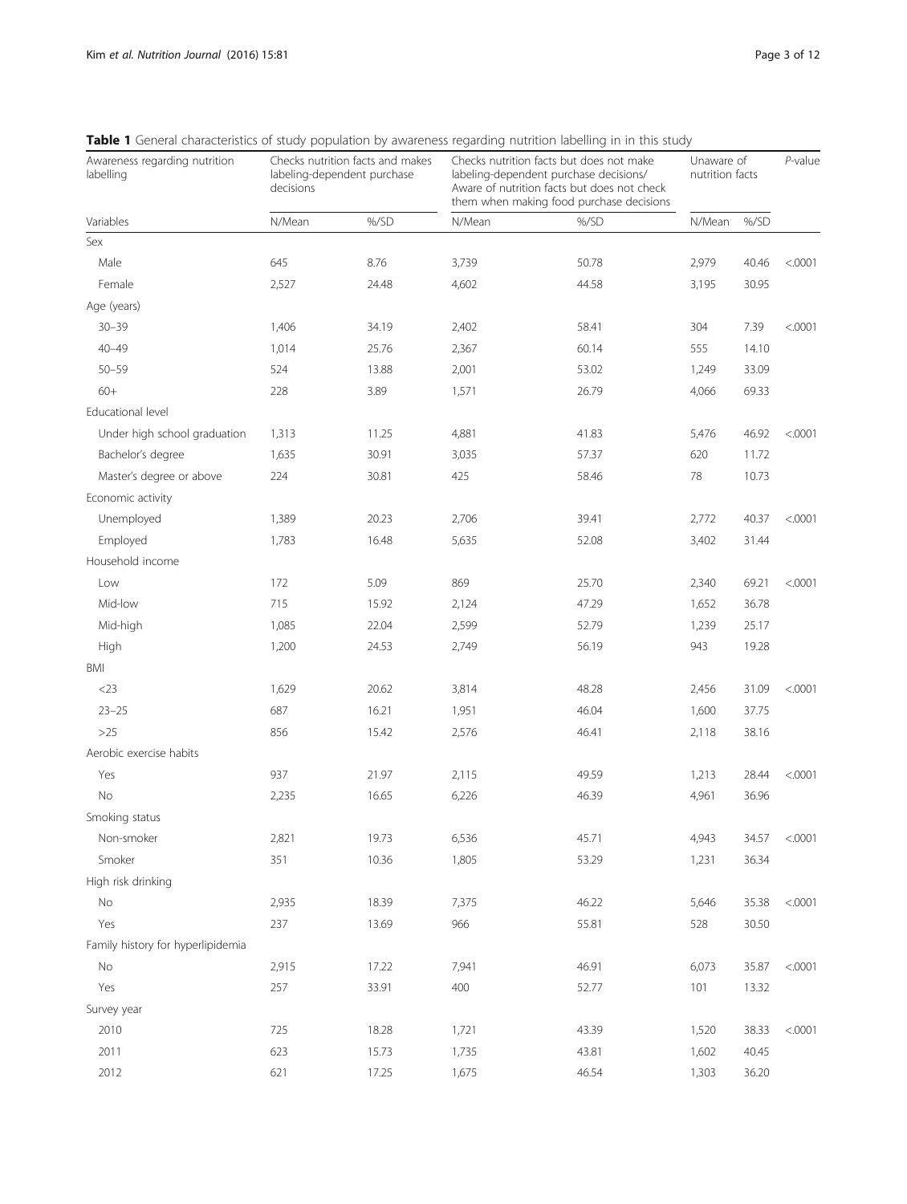**Table 1** General characteristics of study population by awareness regarding nutrition labelling in in this study

| Awareness regarding nutrition labelling | Checks nutrition facts and makes labeling-dependent purchase decisions | | Checks nutrition facts but does not make labeling-dependent purchase decisions/ Aware of nutrition facts but does not check them when making food purchase decisions | | Unaware of nutrition facts | | *P*-value |
|---|---|---|---|---|---|---|---|
| Variables | N/Mean | %/SD | N/Mean | %/SD | N/Mean | %/SD | |
| Sex | | | | | | | |
| Male | 645 | 8.76 | 3,739 | 50.78 | 2,979 | 40.46 | <.0001 |
| Female | 2,527 | 24.48 | 4,602 | 44.58 | 3,195 | 30.95 | |
| Age (years) | | | | | | | |
| 30–39 | 1,406 | 34.19 | 2,402 | 58.41 | 304 | 7.39 | <.0001 |
| 40–49 | 1,014 | 25.76 | 2,367 | 60.14 | 555 | 14.10 | |
| 50–59 | 524 | 13.88 | 2,001 | 53.02 | 1,249 | 33.09 | |
| 60+ | 228 | 3.89 | 1,571 | 26.79 | 4,066 | 69.33 | |
| Educational level | | | | | | | |
| Under high school graduation | 1,313 | 11.25 | 4,881 | 41.83 | 5,476 | 46.92 | <.0001 |
| Bachelor's degree | 1,635 | 30.91 | 3,035 | 57.37 | 620 | 11.72 | |
| Master's degree or above | 224 | 30.81 | 425 | 58.46 | 78 | 10.73 | |
| Economic activity | | | | | | | |
| Unemployed | 1,389 | 20.23 | 2,706 | 39.41 | 2,772 | 40.37 | <.0001 |
| Employed | 1,783 | 16.48 | 5,635 | 52.08 | 3,402 | 31.44 | |
| Household income | | | | | | | |
| Low | 172 | 5.09 | 869 | 25.70 | 2,340 | 69.21 | <.0001 |
| Mid-low | 715 | 15.92 | 2,124 | 47.29 | 1,652 | 36.78 | |
| Mid-high | 1,085 | 22.04 | 2,599 | 52.79 | 1,239 | 25.17 | |
| High | 1,200 | 24.53 | 2,749 | 56.19 | 943 | 19.28 | |
| BMI | | | | | | | |
| <23 | 1,629 | 20.62 | 3,814 | 48.28 | 2,456 | 31.09 | <.0001 |
| 23–25 | 687 | 16.21 | 1,951 | 46.04 | 1,600 | 37.75 | |
| >25 | 856 | 15.42 | 2,576 | 46.41 | 2,118 | 38.16 | |
| Aerobic exercise habits | | | | | | | |
| Yes | 937 | 21.97 | 2,115 | 49.59 | 1,213 | 28.44 | <.0001 |
| No | 2,235 | 16.65 | 6,226 | 46.39 | 4,961 | 36.96 | |
| Smoking status | | | | | | | |
| Non-smoker | 2,821 | 19.73 | 6,536 | 45.71 | 4,943 | 34.57 | <.0001 |
| Smoker | 351 | 10.36 | 1,805 | 53.29 | 1,231 | 36.34 | |
| High risk drinking | | | | | | | |
| No | 2,935 | 18.39 | 7,375 | 46.22 | 5,646 | 35.38 | <.0001 |
| Yes | 237 | 13.69 | 966 | 55.81 | 528 | 30.50 | |
| Family history for hyperlipidemia | | | | | | | |
| No | 2,915 | 17.22 | 7,941 | 46.91 | 6,073 | 35.87 | <.0001 |
| Yes | 257 | 33.91 | 400 | 52.77 | 101 | 13.32 | |
| Survey year | | | | | | | |
| 2010 | 725 | 18.28 | 1,721 | 43.39 | 1,520 | 38.33 | <.0001 |
| 2011 | 623 | 15.73 | 1,735 | 43.81 | 1,602 | 40.45 | |
| 2012 | 621 | 17.25 | 1,675 | 46.54 | 1,303 | 36.20 | |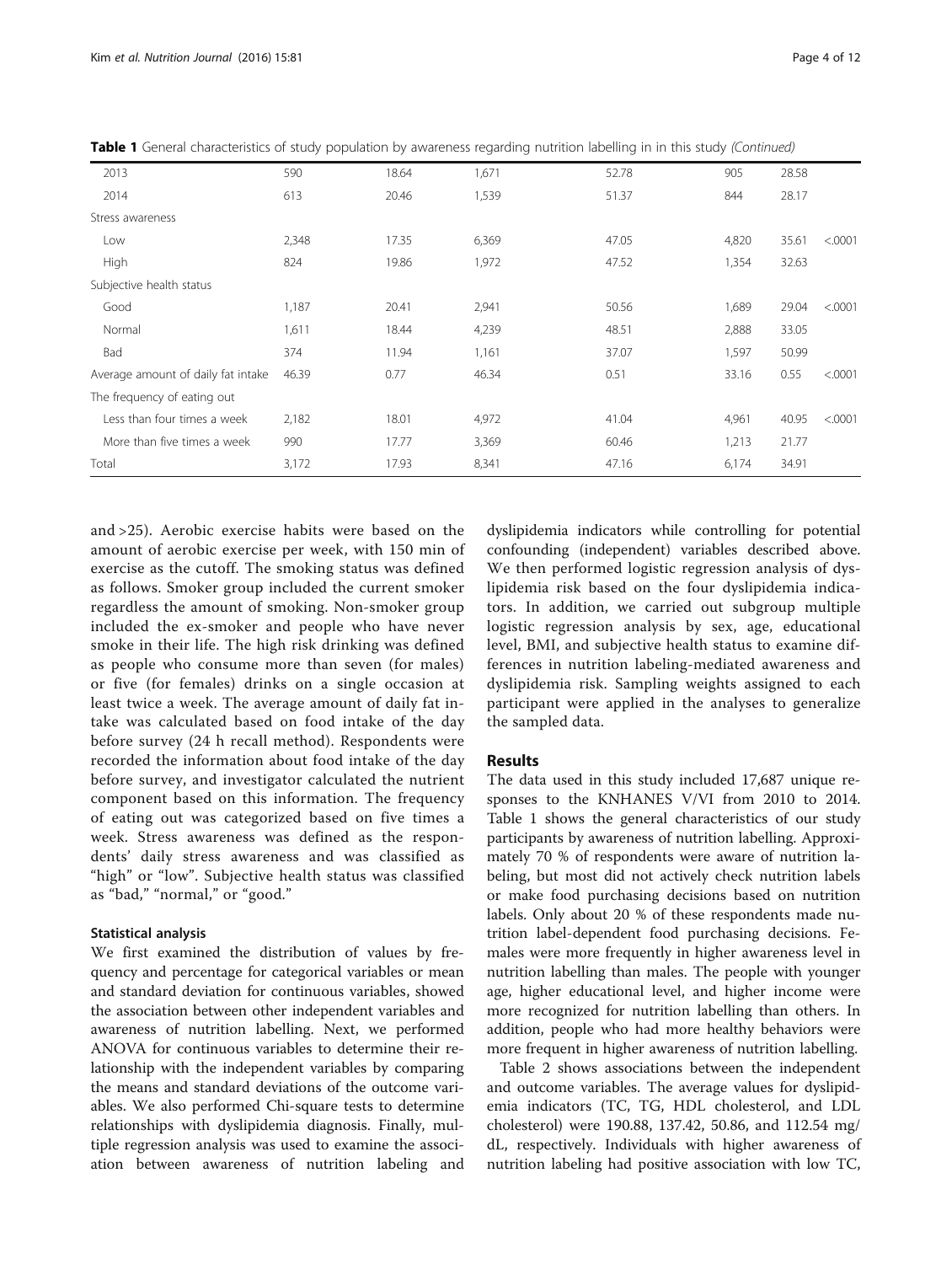**Table 1** General characteristics of study population by awareness regarding nutrition labelling in in this study *(Continued)*

| | | | | | | | |
|---|---|---|---|---|---|---|---|
| 2013 | 590 | 18.64 | 1,671 | 52.78 | 905 | 28.58 | |
| 2014 | 613 | 20.46 | 1,539 | 51.37 | 844 | 28.17 | |
| Stress awareness | | | | | | | |
| Low | 2,348 | 17.35 | 6,369 | 47.05 | 4,820 | 35.61 | <.0001 |
| High | 824 | 19.86 | 1,972 | 47.52 | 1,354 | 32.63 | |
| Subjective health status | | | | | | | |
| Good | 1,187 | 20.41 | 2,941 | 50.56 | 1,689 | 29.04 | <.0001 |
| Normal | 1,611 | 18.44 | 4,239 | 48.51 | 2,888 | 33.05 | |
| Bad | 374 | 11.94 | 1,161 | 37.07 | 1,597 | 50.99 | |
| Average amount of daily fat intake | 46.39 | 0.77 | 46.34 | 0.51 | 33.16 | 0.55 | <.0001 |
| The frequency of eating out | | | | | | | |
| Less than four times a week | 2,182 | 18.01 | 4,972 | 41.04 | 4,961 | 40.95 | <.0001 |
| More than five times a week | 990 | 17.77 | 3,369 | 60.46 | 1,213 | 21.77 | |
| Total | 3,172 | 17.93 | 8,341 | 47.16 | 6,174 | 34.91 | |

and >25). Aerobic exercise habits were based on the amount of aerobic exercise per week, with 150 min of exercise as the cutoff. The smoking status was defined as follows. Smoker group included the current smoker regardless the amount of smoking. Non-smoker group included the ex-smoker and people who have never smoke in their life. The high risk drinking was defined as people who consume more than seven (for males) or five (for females) drinks on a single occasion at least twice a week. The average amount of daily fat intake was calculated based on food intake of the day before survey (24 h recall method). Respondents were recorded the information about food intake of the day before survey, and investigator calculated the nutrient component based on this information. The frequency of eating out was categorized based on five times a week. Stress awareness was defined as the respondents' daily stress awareness and was classified as "high" or "low". Subjective health status was classified as "bad," "normal," or "good."

### Statistical analysis

We first examined the distribution of values by frequency and percentage for categorical variables or mean and standard deviation for continuous variables, showed the association between other independent variables and awareness of nutrition labelling. Next, we performed ANOVA for continuous variables to determine their relationship with the independent variables by comparing the means and standard deviations of the outcome variables. We also performed Chi-square tests to determine relationships with dyslipidemia diagnosis. Finally, multiple regression analysis was used to examine the association between awareness of nutrition labeling and dyslipidemia indicators while controlling for potential confounding (independent) variables described above. We then performed logistic regression analysis of dyslipidemia risk based on the four dyslipidemia indicators. In addition, we carried out subgroup multiple logistic regression analysis by sex, age, educational level, BMI, and subjective health status to examine differences in nutrition labeling-mediated awareness and dyslipidemia risk. Sampling weights assigned to each participant were applied in the analyses to generalize the sampled data.

## Results

The data used in this study included 17,687 unique responses to the KNHANES V/VI from 2010 to 2014. Table 1 shows the general characteristics of our study participants by awareness of nutrition labelling. Approximately 70 % of respondents were aware of nutrition labeling, but most did not actively check nutrition labels or make food purchasing decisions based on nutrition labels. Only about 20 % of these respondents made nutrition label-dependent food purchasing decisions. Females were more frequently in higher awareness level in nutrition labelling than males. The people with younger age, higher educational level, and higher income were more recognized for nutrition labelling than others. In addition, people who had more healthy behaviors were more frequent in higher awareness of nutrition labelling.

Table 2 shows associations between the independent and outcome variables. The average values for dyslipidemia indicators (TC, TG, HDL cholesterol, and LDL cholesterol) were 190.88, 137.42, 50.86, and 112.54 mg/dL, respectively. Individuals with higher awareness of nutrition labeling had positive association with low TC,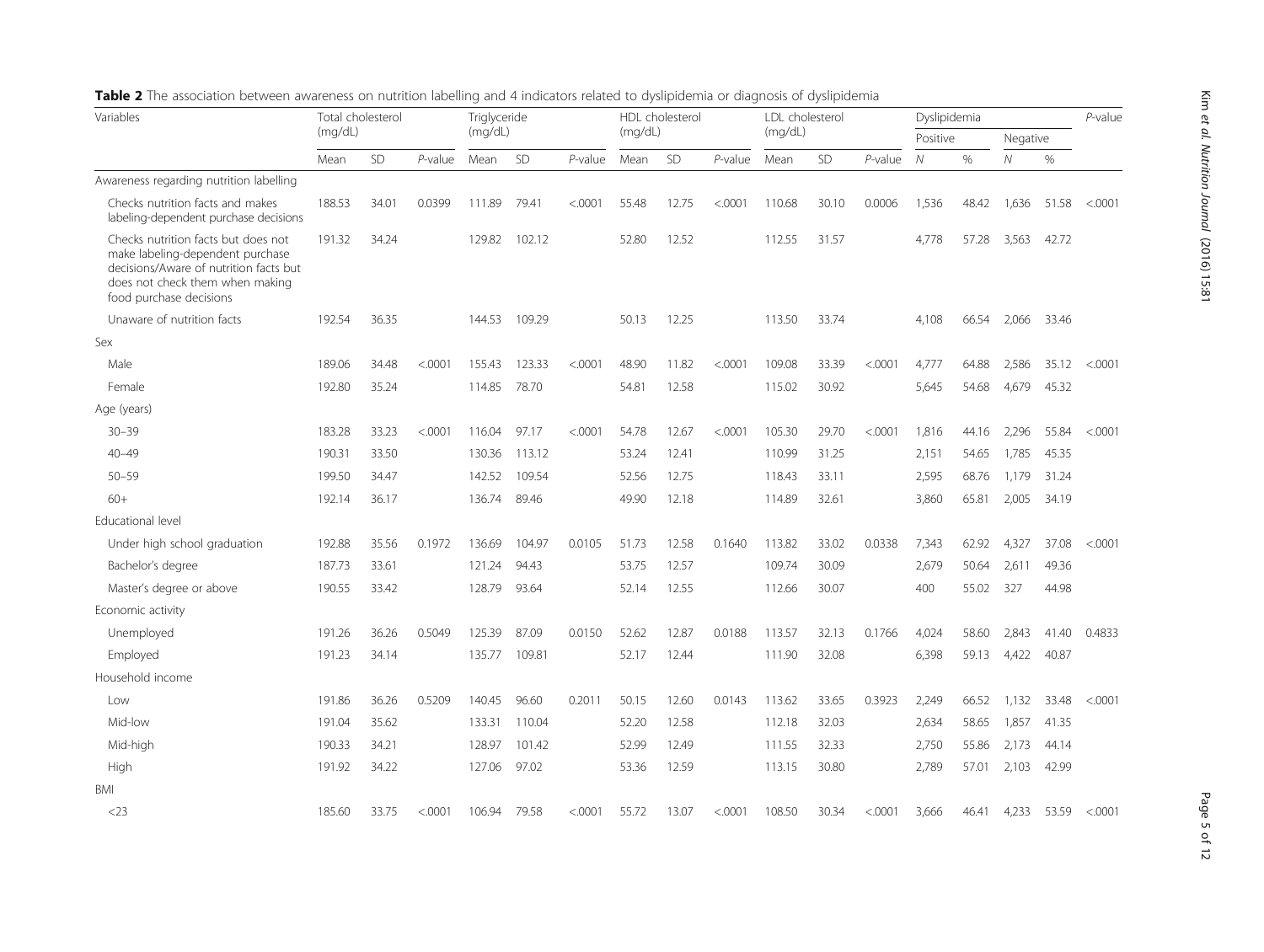**Table 2** The association between awareness on nutrition labelling and 4 indicators related to dyslipidemia or diagnosis of dyslipidemia

| Variables | Total cholesterol (mg/dL) | | | Triglyceride (mg/dL) | | | HDL cholesterol (mg/dL) | | | LDL cholesterol (mg/dL) | | | Dyslipidemia | | | | *P*-value |
|---|---|---|---|---|---|---|---|---|---|---|---|---|---|---|---|---|---|
| | | | | | | | | | | | | | Positive | | Negative | | |
| | Mean | SD | *P*-value | Mean | SD | *P*-value | Mean | SD | *P*-value | Mean | SD | *P*-value | *N* | % | *N* | % | |
| Awareness regarding nutrition labelling | | | | | | | | | | | | | | | | | |
| Checks nutrition facts and makes labeling-dependent purchase decisions | 188.53 | 34.01 | 0.0399 | 111.89 | 79.41 | <.0001 | 55.48 | 12.75 | <.0001 | 110.68 | 30.10 | 0.0006 | 1,536 | 48.42 | 1,636 | 51.58 | <.0001 |
| Checks nutrition facts but does not make labeling-dependent purchase decisions/Aware of nutrition facts but does not check them when making food purchase decisions | 191.32 | 34.24 | | 129.82 | 102.12 | | 52.80 | 12.52 | | 112.55 | 31.57 | | 4,778 | 57.28 | 3,563 | 42.72 | |
| Unaware of nutrition facts | 192.54 | 36.35 | | 144.53 | 109.29 | | 50.13 | 12.25 | | 113.50 | 33.74 | | 4,108 | 66.54 | 2,066 | 33.46 | |
| Sex | | | | | | | | | | | | | | | | | |
| Male | 189.06 | 34.48 | <.0001 | 155.43 | 123.33 | <.0001 | 48.90 | 11.82 | <.0001 | 109.08 | 33.39 | <.0001 | 4,777 | 64.88 | 2,586 | 35.12 | <.0001 |
| Female | 192.80 | 35.24 | | 114.85 | 78.70 | | 54.81 | 12.58 | | 115.02 | 30.92 | | 5,645 | 54.68 | 4,679 | 45.32 | |
| Age (years) | | | | | | | | | | | | | | | | | |
| 30–39 | 183.28 | 33.23 | <.0001 | 116.04 | 97.17 | <.0001 | 54.78 | 12.67 | <.0001 | 105.30 | 29.70 | <.0001 | 1,816 | 44.16 | 2,296 | 55.84 | <.0001 |
| 40–49 | 190.31 | 33.50 | | 130.36 | 113.12 | | 53.24 | 12.41 | | 110.99 | 31.25 | | 2,151 | 54.65 | 1,785 | 45.35 | |
| 50–59 | 199.50 | 34.47 | | 142.52 | 109.54 | | 52.56 | 12.75 | | 118.43 | 33.11 | | 2,595 | 68.76 | 1,179 | 31.24 | |
| 60+ | 192.14 | 36.17 | | 136.74 | 89.46 | | 49.90 | 12.18 | | 114.89 | 32.61 | | 3,860 | 65.81 | 2,005 | 34.19 | |
| Educational level | | | | | | | | | | | | | | | | | |
| Under high school graduation | 192.88 | 35.56 | 0.1972 | 136.69 | 104.97 | 0.0105 | 51.73 | 12.58 | 0.1640 | 113.82 | 33.02 | 0.0338 | 7,343 | 62.92 | 4,327 | 37.08 | <.0001 |
| Bachelor's degree | 187.73 | 33.61 | | 121.24 | 94.43 | | 53.75 | 12.57 | | 109.74 | 30.09 | | 2,679 | 50.64 | 2,611 | 49.36 | |
| Master's degree or above | 190.55 | 33.42 | | 128.79 | 93.64 | | 52.14 | 12.55 | | 112.66 | 30.07 | | 400 | 55.02 | 327 | 44.98 | |
| Economic activity | | | | | | | | | | | | | | | | | |
| Unemployed | 191.26 | 36.26 | 0.5049 | 125.39 | 87.09 | 0.0150 | 52.62 | 12.87 | 0.0188 | 113.57 | 32.13 | 0.1766 | 4,024 | 58.60 | 2,843 | 41.40 | 0.4833 |
| Employed | 191.23 | 34.14 | | 135.77 | 109.81 | | 52.17 | 12.44 | | 111.90 | 32.08 | | 6,398 | 59.13 | 4,422 | 40.87 | |
| Household income | | | | | | | | | | | | | | | | | |
| Low | 191.86 | 36.26 | 0.5209 | 140.45 | 96.60 | 0.2011 | 50.15 | 12.60 | 0.0143 | 113.62 | 33.65 | 0.3923 | 2,249 | 66.52 | 1,132 | 33.48 | <.0001 |
| Mid-low | 191.04 | 35.62 | | 133.31 | 110.04 | | 52.20 | 12.58 | | 112.18 | 32.03 | | 2,634 | 58.65 | 1,857 | 41.35 | |
| Mid-high | 190.33 | 34.21 | | 128.97 | 101.42 | | 52.99 | 12.49 | | 111.55 | 32.33 | | 2,750 | 55.86 | 2,173 | 44.14 | |
| High | 191.92 | 34.22 | | 127.06 | 97.02 | | 53.36 | 12.59 | | 113.15 | 30.80 | | 2,789 | 57.01 | 2,103 | 42.99 | |
| BMI | | | | | | | | | | | | | | | | | |
| <23 | 185.60 | 33.75 | <.0001 | 106.94 | 79.58 | <.0001 | 55.72 | 13.07 | <.0001 | 108.50 | 30.34 | <.0001 | 3,666 | 46.41 | 4,233 | 53.59 | <.0001 |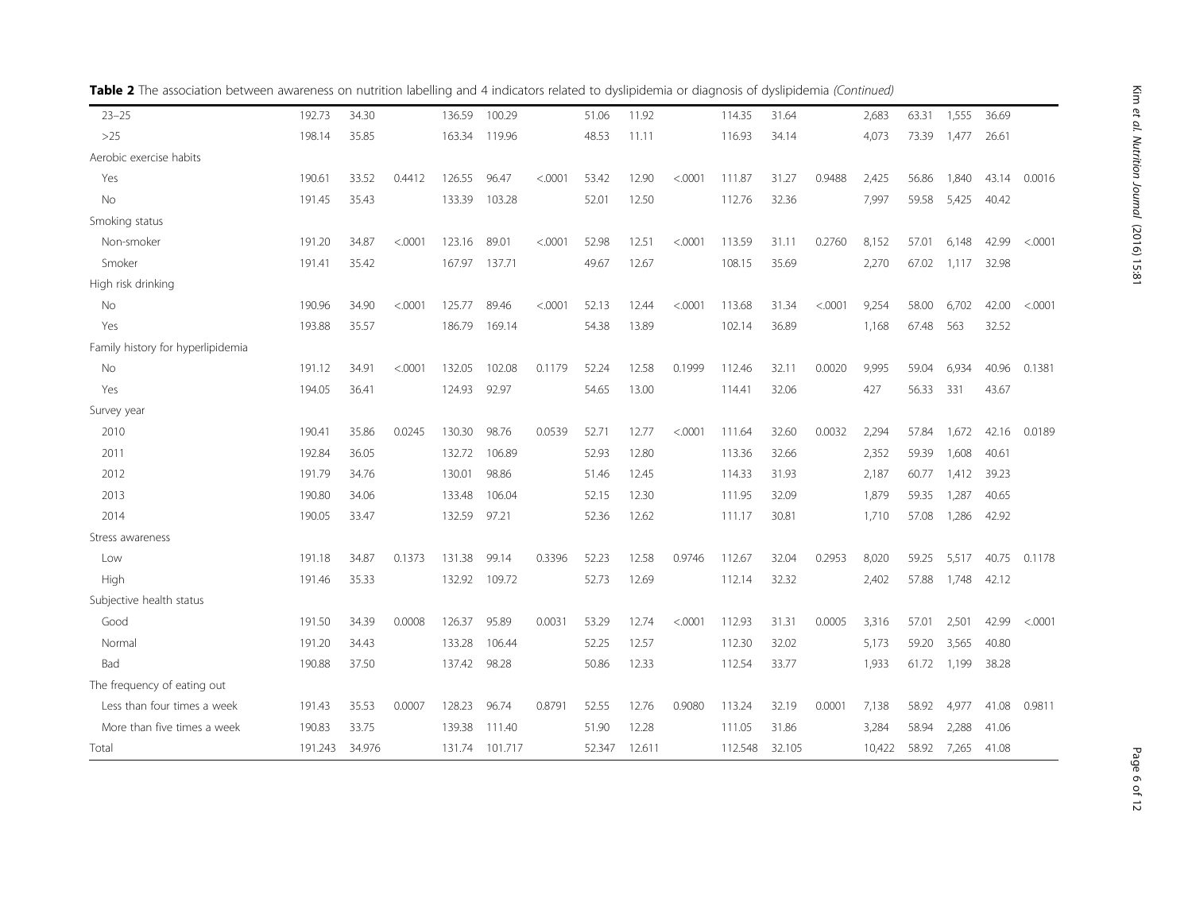**Table 2** The association between awareness on nutrition labelling and 4 indicators related to dyslipidemia or diagnosis of dyslipidemia *(Continued)*

| | | | | | | | | | | | | | | | | | | |
|---|---|---|---|---|---|---|---|---|---|---|---|---|---|---|---|---|---|---|
| 23–25 | 192.73 | 34.30 | | 136.59 | 100.29 | | 51.06 | 11.92 | | 114.35 | 31.64 | | 2,683 | 63.31 | 1,555 | 36.69 | | |
| >25 | 198.14 | 35.85 | | 163.34 | 119.96 | | 48.53 | 11.11 | | 116.93 | 34.14 | | 4,073 | 73.39 | 1,477 | 26.61 | | |
| Aerobic exercise habits | | | | | | | | | | | | | | | | | | |
| Yes | 190.61 | 33.52 | 0.4412 | 126.55 | 96.47 | <.0001 | 53.42 | 12.90 | <.0001 | 111.87 | 31.27 | 0.9488 | 2,425 | 56.86 | 1,840 | 43.14 | 0.0016 | |
| No | 191.45 | 35.43 | | 133.39 | 103.28 | | 52.01 | 12.50 | | 112.76 | 32.36 | | 7,997 | 59.58 | 5,425 | 40.42 | | |
| Smoking status | | | | | | | | | | | | | | | | | | |
| Non-smoker | 191.20 | 34.87 | <.0001 | 123.16 | 89.01 | <.0001 | 52.98 | 12.51 | <.0001 | 113.59 | 31.11 | 0.2760 | 8,152 | 57.01 | 6,148 | 42.99 | <.0001 | |
| Smoker | 191.41 | 35.42 | | 167.97 | 137.71 | | 49.67 | 12.67 | | 108.15 | 35.69 | | 2,270 | 67.02 | 1,117 | 32.98 | | |
| High risk drinking | | | | | | | | | | | | | | | | | | |
| No | 190.96 | 34.90 | <.0001 | 125.77 | 89.46 | <.0001 | 52.13 | 12.44 | <.0001 | 113.68 | 31.34 | <.0001 | 9,254 | 58.00 | 6,702 | 42.00 | <.0001 | |
| Yes | 193.88 | 35.57 | | 186.79 | 169.14 | | 54.38 | 13.89 | | 102.14 | 36.89 | | 1,168 | 67.48 | 563 | 32.52 | | |
| Family history for hyperlipidemia | | | | | | | | | | | | | | | | | | |
| No | 191.12 | 34.91 | <.0001 | 132.05 | 102.08 | 0.1179 | 52.24 | 12.58 | 0.1999 | 112.46 | 32.11 | 0.0020 | 9,995 | 59.04 | 6,934 | 40.96 | 0.1381 | |
| Yes | 194.05 | 36.41 | | 124.93 | 92.97 | | 54.65 | 13.00 | | 114.41 | 32.06 | | 427 | 56.33 | 331 | 43.67 | | |
| Survey year | | | | | | | | | | | | | | | | | | |
| 2010 | 190.41 | 35.86 | 0.0245 | 130.30 | 98.76 | 0.0539 | 52.71 | 12.77 | <.0001 | 111.64 | 32.60 | 0.0032 | 2,294 | 57.84 | 1,672 | 42.16 | 0.0189 | |
| 2011 | 192.84 | 36.05 | | 132.72 | 106.89 | | 52.93 | 12.80 | | 113.36 | 32.66 | | 2,352 | 59.39 | 1,608 | 40.61 | | |
| 2012 | 191.79 | 34.76 | | 130.01 | 98.86 | | 51.46 | 12.45 | | 114.33 | 31.93 | | 2,187 | 60.77 | 1,412 | 39.23 | | |
| 2013 | 190.80 | 34.06 | | 133.48 | 106.04 | | 52.15 | 12.30 | | 111.95 | 32.09 | | 1,879 | 59.35 | 1,287 | 40.65 | | |
| 2014 | 190.05 | 33.47 | | 132.59 | 97.21 | | 52.36 | 12.62 | | 111.17 | 30.81 | | 1,710 | 57.08 | 1,286 | 42.92 | | |
| Stress awareness | | | | | | | | | | | | | | | | | | |
| Low | 191.18 | 34.87 | 0.1373 | 131.38 | 99.14 | 0.3396 | 52.23 | 12.58 | 0.9746 | 112.67 | 32.04 | 0.2953 | 8,020 | 59.25 | 5,517 | 40.75 | 0.1178 | |
| High | 191.46 | 35.33 | | 132.92 | 109.72 | | 52.73 | 12.69 | | 112.14 | 32.32 | | 2,402 | 57.88 | 1,748 | 42.12 | | |
| Subjective health status | | | | | | | | | | | | | | | | | | |
| Good | 191.50 | 34.39 | 0.0008 | 126.37 | 95.89 | 0.0031 | 53.29 | 12.74 | <.0001 | 112.93 | 31.31 | 0.0005 | 3,316 | 57.01 | 2,501 | 42.99 | <.0001 | |
| Normal | 191.20 | 34.43 | | 133.28 | 106.44 | | 52.25 | 12.57 | | 112.30 | 32.02 | | 5,173 | 59.20 | 3,565 | 40.80 | | |
| Bad | 190.88 | 37.50 | | 137.42 | 98.28 | | 50.86 | 12.33 | | 112.54 | 33.77 | | 1,933 | 61.72 | 1,199 | 38.28 | | |
| The frequency of eating out | | | | | | | | | | | | | | | | | | |
| Less than four times a week | 191.43 | 35.53 | 0.0007 | 128.23 | 96.74 | 0.8791 | 52.55 | 12.76 | 0.9080 | 113.24 | 32.19 | 0.0001 | 7,138 | 58.92 | 4,977 | 41.08 | 0.9811 | |
| More than five times a week | 190.83 | 33.75 | | 139.38 | 111.40 | | 51.90 | 12.28 | | 111.05 | 31.86 | | 3,284 | 58.94 | 2,288 | 41.06 | | |
| Total | 191.243 | 34.976 | | 131.74 | 101.717 | | 52.347 | 12.611 | | 112.548 | 32.105 | | 10,422 | 58.92 | 7,265 | 41.08 | | |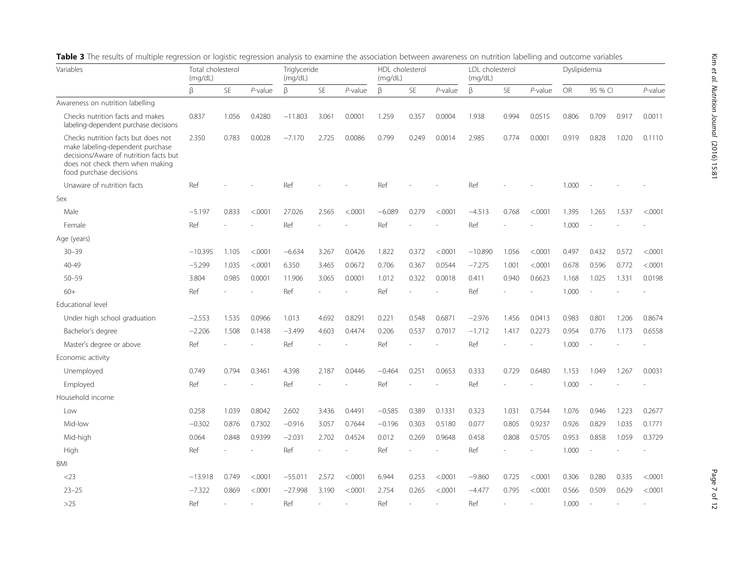**Table 3** The results of multiple regression or logistic regression analysis to examine the association between awareness on nutrition labelling and outcome variables

| Variables | Total cholesterol (mg/dL) | | | Triglyceride (mg/dL) | | | HDL cholesterol (mg/dL) | | | LDL cholesterol (mg/dL) | | | Dyslipidemia | | | |
|---|---|---|---|---|---|---|---|---|---|---|---|---|---|---|---|---|
| | β | SE | *P*-value | β | SE | *P*-value | β | SE | *P*-value | β | SE | *P*-value | OR | 95 % CI | | *P*-value |
| Awareness on nutrition labelling | | | | | | | | | | | | | | | | |
| Checks nutrition facts and makes labeling-dependent purchase decisions | 0.837 | 1.056 | 0.4280 | −11.803 | 3.061 | 0.0001 | 1.259 | 0.357 | 0.0004 | 1.938 | 0.994 | 0.0515 | 0.806 | 0.709 | 0.917 | 0.0011 |
| Checks nutrition facts but does not make labeling-dependent purchase decisions/Aware of nutrition facts but does not check them when making food purchase decisions | 2.350 | 0.783 | 0.0028 | −7.170 | 2.725 | 0.0086 | 0.799 | 0.249 | 0.0014 | 2.985 | 0.774 | 0.0001 | 0.919 | 0.828 | 1.020 | 0.1110 |
| Unaware of nutrition facts | Ref | - | - | Ref | - | - | Ref | - | - | Ref | - | - | 1.000 | - | - | - |
| Sex | | | | | | | | | | | | | | | | |
| Male | −5.197 | 0.833 | <.0001 | 27.026 | 2.565 | <.0001 | −6.089 | 0.279 | <.0001 | −4.513 | 0.768 | <.0001 | 1.395 | 1.265 | 1.537 | <.0001 |
| Female | Ref | - | - | Ref | - | - | Ref | - | - | Ref | - | - | 1.000 | - | - | - |
| Age (years) | | | | | | | | | | | | | | | | |
| 30–39 | −10.395 | 1.105 | <.0001 | −6.634 | 3.267 | 0.0426 | 1.822 | 0.372 | <.0001 | −10.890 | 1.056 | <.0001 | 0.497 | 0.432 | 0.572 | <.0001 |
| 40-49 | −5.299 | 1.035 | <.0001 | 6.350 | 3.465 | 0.0672 | 0.706 | 0.367 | 0.0544 | −7.275 | 1.001 | <.0001 | 0.678 | 0.596 | 0.772 | <.0001 |
| 50–59 | 3.804 | 0.985 | 0.0001 | 11.906 | 3.065 | 0.0001 | 1.012 | 0.322 | 0.0018 | 0.411 | 0.940 | 0.6623 | 1.168 | 1.025 | 1.331 | 0.0198 |
| 60+ | Ref | - | - | Ref | - | - | Ref | - | - | Ref | - | - | 1.000 | - | - | - |
| Educational level | | | | | | | | | | | | | | | | |
| Under high school graduation | −2.553 | 1.535 | 0.0966 | 1.013 | 4.692 | 0.8291 | 0.221 | 0.548 | 0.6871 | −2.976 | 1.456 | 0.0413 | 0.983 | 0.801 | 1.206 | 0.8674 |
| Bachelor's degree | −2.206 | 1.508 | 0.1438 | −3.499 | 4.603 | 0.4474 | 0.206 | 0.537 | 0.7017 | −1.712 | 1.417 | 0.2273 | 0.954 | 0.776 | 1.173 | 0.6558 |
| Master's degree or above | Ref | - | - | Ref | - | - | Ref | - | - | Ref | - | - | 1.000 | - | - | - |
| Economic activity | | | | | | | | | | | | | | | | |
| Unemployed | 0.749 | 0.794 | 0.3461 | 4.398 | 2.187 | 0.0446 | −0.464 | 0.251 | 0.0653 | 0.333 | 0.729 | 0.6480 | 1.153 | 1.049 | 1.267 | 0.0031 |
| Employed | Ref | - | - | Ref | - | - | Ref | - | - | Ref | - | - | 1.000 | - | - | - |
| Household income | | | | | | | | | | | | | | | | |
| Low | 0.258 | 1.039 | 0.8042 | 2.602 | 3.436 | 0.4491 | −0.585 | 0.389 | 0.1331 | 0.323 | 1.031 | 0.7544 | 1.076 | 0.946 | 1.223 | 0.2677 |
| Mid-low | −0.302 | 0.876 | 0.7302 | −0.916 | 3.057 | 0.7644 | −0.196 | 0.303 | 0.5180 | 0.077 | 0.805 | 0.9237 | 0.926 | 0.829 | 1.035 | 0.1771 |
| Mid-high | 0.064 | 0.848 | 0.9399 | −2.031 | 2.702 | 0.4524 | 0.012 | 0.269 | 0.9648 | 0.458 | 0.808 | 0.5705 | 0.953 | 0.858 | 1.059 | 0.3729 |
| High | Ref | - | - | Ref | - | - | Ref | - | - | Ref | - | - | 1.000 | - | - | - |
| BMI | | | | | | | | | | | | | | | | |
| <23 | −13.918 | 0.749 | <.0001 | −55.011 | 2.572 | <.0001 | 6.944 | 0.253 | <.0001 | −9.860 | 0.725 | <.0001 | 0.306 | 0.280 | 0.335 | <.0001 |
| 23–25 | −7.322 | 0.869 | <.0001 | −27.998 | 3.190 | <.0001 | 2.754 | 0.265 | <.0001 | −4.477 | 0.795 | <.0001 | 0.566 | 0.509 | 0.629 | <.0001 |
| >25 | Ref | - | - | Ref | - | - | Ref | - | - | Ref | - | - | 1.000 | - | - | - |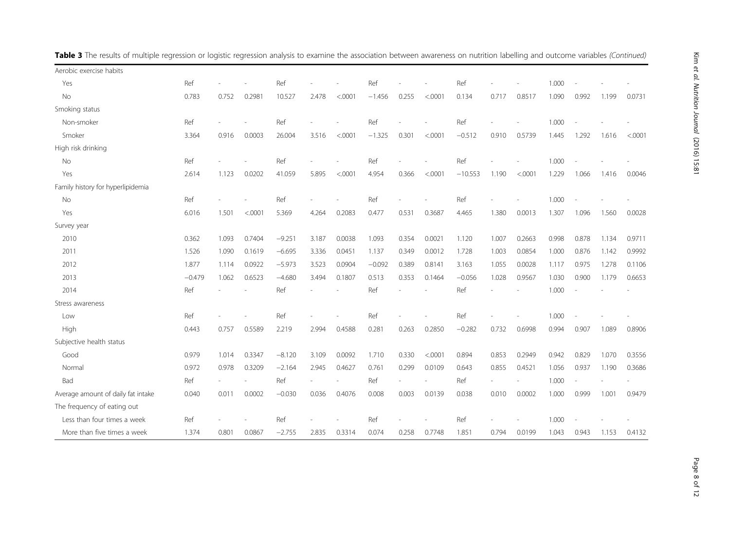**Table 3** The results of multiple regression or logistic regression analysis to examine the association between awareness on nutrition labelling and outcome variables *(Continued)*

| | | | | | | | | | | | | | | | | |
|---|---|---|---|---|---|---|---|---|---|---|---|---|---|---|---|---|
| Aerobic exercise habits | | | | | | | | | | | | | | | | |
| Yes | Ref | - | - | Ref | - | - | Ref | - | - | Ref | - | - | 1.000 | - | - | - |
| No | 0.783 | 0.752 | 0.2981 | 10.527 | 2.478 | <.0001 | −1.456 | 0.255 | <.0001 | 0.134 | 0.717 | 0.8517 | 1.090 | 0.992 | 1.199 | 0.0731 |
| Smoking status | | | | | | | | | | | | | | | | |
| Non-smoker | Ref | - | - | Ref | - | - | Ref | - | - | Ref | - | - | 1.000 | - | - | - |
| Smoker | 3.364 | 0.916 | 0.0003 | 26.004 | 3.516 | <.0001 | −1.325 | 0.301 | <.0001 | −0.512 | 0.910 | 0.5739 | 1.445 | 1.292 | 1.616 | <.0001 |
| High risk drinking | | | | | | | | | | | | | | | | |
| No | Ref | - | - | Ref | - | - | Ref | - | - | Ref | - | - | 1.000 | - | - | - |
| Yes | 2.614 | 1.123 | 0.0202 | 41.059 | 5.895 | <.0001 | 4.954 | 0.366 | <.0001 | −10.553 | 1.190 | <.0001 | 1.229 | 1.066 | 1.416 | 0.0046 |
| Family history for hyperlipidemia | | | | | | | | | | | | | | | | |
| No | Ref | - | - | Ref | - | - | Ref | - | - | Ref | - | - | 1.000 | - | - | - |
| Yes | 6.016 | 1.501 | <.0001 | 5.369 | 4.264 | 0.2083 | 0.477 | 0.531 | 0.3687 | 4.465 | 1.380 | 0.0013 | 1.307 | 1.096 | 1.560 | 0.0028 |
| Survey year | | | | | | | | | | | | | | | | |
| 2010 | 0.362 | 1.093 | 0.7404 | −9.251 | 3.187 | 0.0038 | 1.093 | 0.354 | 0.0021 | 1.120 | 1.007 | 0.2663 | 0.998 | 0.878 | 1.134 | 0.9711 |
| 2011 | 1.526 | 1.090 | 0.1619 | −6.695 | 3.336 | 0.0451 | 1.137 | 0.349 | 0.0012 | 1.728 | 1.003 | 0.0854 | 1.000 | 0.876 | 1.142 | 0.9992 |
| 2012 | 1.877 | 1.114 | 0.0922 | −5.973 | 3.523 | 0.0904 | −0.092 | 0.389 | 0.8141 | 3.163 | 1.055 | 0.0028 | 1.117 | 0.975 | 1.278 | 0.1106 |
| 2013 | −0.479 | 1.062 | 0.6523 | −4.680 | 3.494 | 0.1807 | 0.513 | 0.353 | 0.1464 | −0.056 | 1.028 | 0.9567 | 1.030 | 0.900 | 1.179 | 0.6653 |
| 2014 | Ref | - | - | Ref | - | - | Ref | - | - | Ref | - | - | 1.000 | - | - | - |
| Stress awareness | | | | | | | | | | | | | | | | |
| Low | Ref | - | - | Ref | - | - | Ref | - | - | Ref | - | - | 1.000 | - | - | - |
| High | 0.443 | 0.757 | 0.5589 | 2.219 | 2.994 | 0.4588 | 0.281 | 0.263 | 0.2850 | −0.282 | 0.732 | 0.6998 | 0.994 | 0.907 | 1.089 | 0.8906 |
| Subjective health status | | | | | | | | | | | | | | | | |
| Good | 0.979 | 1.014 | 0.3347 | −8.120 | 3.109 | 0.0092 | 1.710 | 0.330 | <.0001 | 0.894 | 0.853 | 0.2949 | 0.942 | 0.829 | 1.070 | 0.3556 |
| Normal | 0.972 | 0.978 | 0.3209 | −2.164 | 2.945 | 0.4627 | 0.761 | 0.299 | 0.0109 | 0.643 | 0.855 | 0.4521 | 1.056 | 0.937 | 1.190 | 0.3686 |
| Bad | Ref | - | - | Ref | - | - | Ref | - | - | Ref | - | - | 1.000 | - | - | - |
| Average amount of daily fat intake | 0.040 | 0.011 | 0.0002 | −0.030 | 0.036 | 0.4076 | 0.008 | 0.003 | 0.0139 | 0.038 | 0.010 | 0.0002 | 1.000 | 0.999 | 1.001 | 0.9479 |
| The frequency of eating out | | | | | | | | | | | | | | | | |
| Less than four times a week | Ref | - | - | Ref | - | - | Ref | - | - | Ref | - | - | 1.000 | - | - | - |
| More than five times a week | 1.374 | 0.801 | 0.0867 | −2.755 | 2.835 | 0.3314 | 0.074 | 0.258 | 0.7748 | 1.851 | 0.794 | 0.0199 | 1.043 | 0.943 | 1.153 | 0.4132 |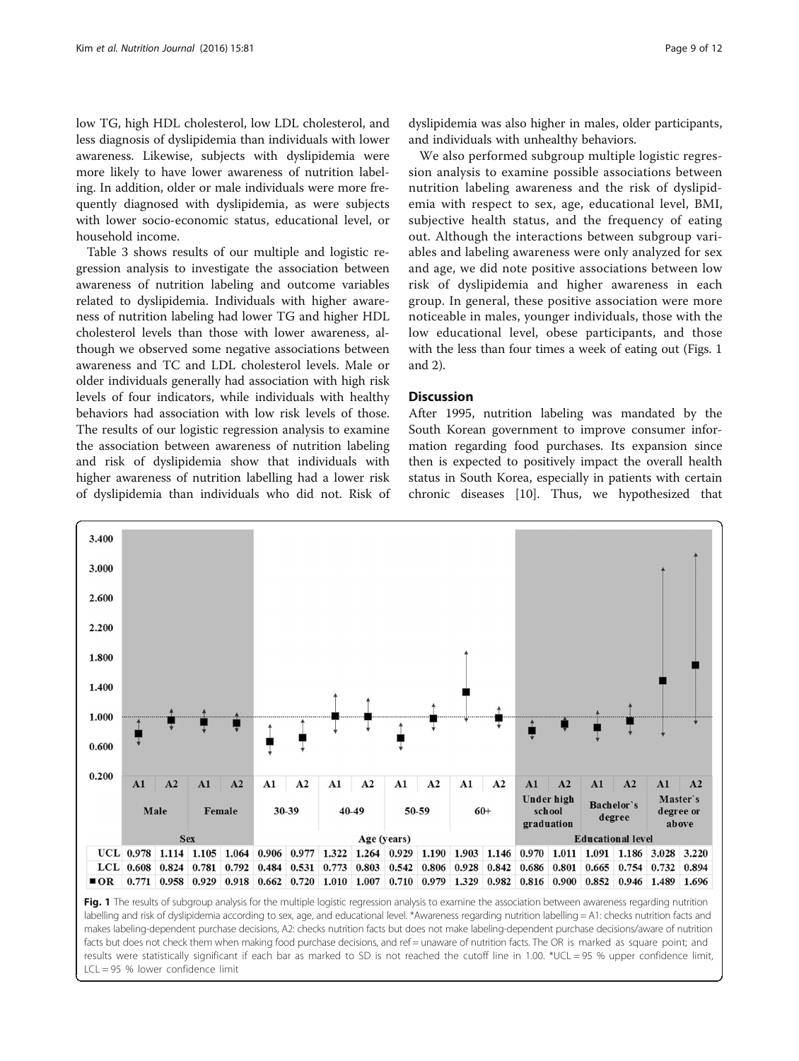low TG, high HDL cholesterol, low LDL cholesterol, and less diagnosis of dyslipidemia than individuals with lower awareness. Likewise, subjects with dyslipidemia were more likely to have lower awareness of nutrition labeling. In addition, older or male individuals were more frequently diagnosed with dyslipidemia, as were subjects with lower socio-economic status, educational level, or household income.

Table 3 shows results of our multiple and logistic regression analysis to investigate the association between awareness of nutrition labeling and outcome variables related to dyslipidemia. Individuals with higher awareness of nutrition labeling had lower TG and higher HDL cholesterol levels than those with lower awareness, although we observed some negative associations between awareness and TC and LDL cholesterol levels. Male or older individuals generally had association with high risk levels of four indicators, while individuals with healthy behaviors had association with low risk levels of those. The results of our logistic regression analysis to examine the association between awareness of nutrition labeling and risk of dyslipidemia show that individuals with higher awareness of nutrition labelling had a lower risk of dyslipidemia than individuals who did not. Risk of dyslipidemia was also higher in males, older participants, and individuals with unhealthy behaviors.

We also performed subgroup multiple logistic regression analysis to examine possible associations between nutrition labeling awareness and the risk of dyslipidemia with respect to sex, age, educational level, BMI, subjective health status, and the frequency of eating out. Although the interactions between subgroup variables and labeling awareness were only analyzed for sex and age, we did note positive associations between low risk of dyslipidemia and higher awareness in each group. In general, these positive association were more noticeable in males, younger individuals, those with the low educational level, obese participants, and those with the less than four times a week of eating out (Figs. 1 and 2).

## Discussion

After 1995, nutrition labeling was mandated by the South Korean government to improve consumer information regarding food purchases. Its expansion since then is expected to positively impact the overall health status in South Korea, especially in patients with certain chronic diseases [10]. Thus, we hypothesized that

3.400
3.000
2.600
2.200
1.800
1.400
1.000
0.600
0.200

A1 A2 A1 A2 A1 A2 A1 A2 A1 A2 A1 A2 A1 A2 A1 A2 A1 A2
Male Female 30-39 40-49 50-59 60+ Under high school graduation Bachelor`s degree Master`s degree or above
Sex Age (years) Educational level

UCL 0.978 1.114 1.105 1.064 0.906 0.977 1.322 1.264 0.929 1.190 1.903 1.146 0.970 1.011 1.091 1.186 3.028 3.220
LCL 0.608 0.824 0.781 0.792 0.484 0.531 0.773 0.803 0.542 0.806 0.928 0.842 0.686 0.801 0.665 0.754 0.732 0.894
■ OR 0.771 0.958 0.929 0.918 0.662 0.720 1.010 1.007 0.710 0.979 1.329 0.982 0.816 0.900 0.852 0.946 1.489 1.696

**Fig. 1** The results of subgroup analysis for the multiple logistic regression analysis to examine the association between awareness regarding nutrition labelling and risk of dyslipidemia according to sex, age, and educational level. *Awareness regarding nutrition labelling = A1: checks nutrition facts and makes labeling-dependent purchase decisions, A2: checks nutrition facts but does not make labeling-dependent purchase decisions/aware of nutrition facts but does not check them when making food purchase decisions, and ref = unaware of nutrition facts. The OR is marked as square point; and results were statistically significant if each bar as marked to SD is not reached the cutoff line in 1.00. *UCL = 95 % upper confidence limit, LCL = 95 % lower confidence limit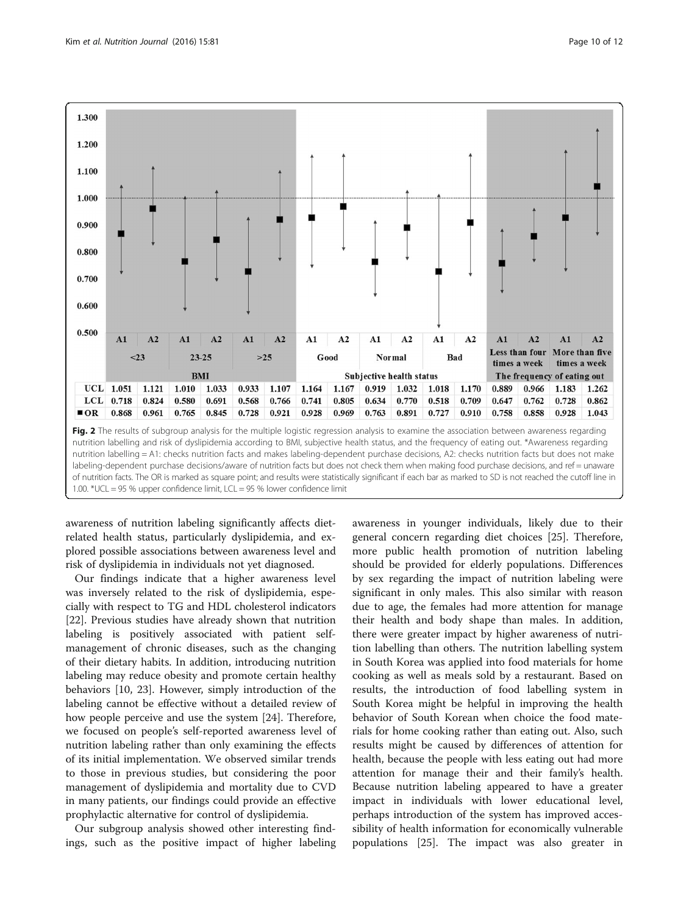| | A1 | A2 | A1 | A2 | A1 | A2 | A1 | A2 | A1 | A2 | A1 | A2 | A1 | A2 | A1 | A2 |
|---|---|---|---|---|---|---|---|---|---|---|---|---|---|---|---|---|
| | <23 | | 23-25 | | >25 | | Good | | Normal | | Bad | | Less than four times a week | | More than five times a week | |
| | BMI | | | | | | Subjective health status | | | | | | The frequency of eating out | | | |
| UCL | 1.051 | 1.121 | 1.010 | 1.033 | 0.933 | 1.107 | 1.164 | 1.167 | 0.919 | 1.032 | 1.018 | 1.170 | 0.889 | 0.966 | 1.183 | 1.262 |
| LCL | 0.718 | 0.824 | 0.580 | 0.691 | 0.568 | 0.766 | 0.741 | 0.805 | 0.634 | 0.770 | 0.518 | 0.709 | 0.647 | 0.762 | 0.728 | 0.862 |
| ■ OR | 0.868 | 0.961 | 0.765 | 0.845 | 0.728 | 0.921 | 0.928 | 0.969 | 0.763 | 0.891 | 0.727 | 0.910 | 0.758 | 0.858 | 0.928 | 1.043 |

**Fig. 2** The results of subgroup analysis for the multiple logistic regression analysis to examine the association between awareness regarding nutrition labelling and risk of dyslipidemia according to BMI, subjective health status, and the frequency of eating out. *Awareness regarding nutrition labelling = A1: checks nutrition facts and makes labeling-dependent purchase decisions, A2: checks nutrition facts but does not make labeling-dependent purchase decisions/aware of nutrition facts but does not check them when making food purchase decisions, and ref = unaware of nutrition facts. The OR is marked as square point; and results were statistically significant if each bar as marked to SD is not reached the cutoff line in 1.00. *UCL = 95 % upper confidence limit, LCL = 95 % lower confidence limit

awareness of nutrition labeling significantly affects diet-related health status, particularly dyslipidemia, and explored possible associations between awareness level and risk of dyslipidemia in individuals not yet diagnosed.

Our findings indicate that a higher awareness level was inversely related to the risk of dyslipidemia, especially with respect to TG and HDL cholesterol indicators [22]. Previous studies have already shown that nutrition labeling is positively associated with patient self-management of chronic diseases, such as the changing of their dietary habits. In addition, introducing nutrition labeling may reduce obesity and promote certain healthy behaviors [10, 23]. However, simply introduction of the labeling cannot be effective without a detailed review of how people perceive and use the system [24]. Therefore, we focused on people's self-reported awareness level of nutrition labeling rather than only examining the effects of its initial implementation. We observed similar trends to those in previous studies, but considering the poor management of dyslipidemia and mortality due to CVD in many patients, our findings could provide an effective prophylactic alternative for control of dyslipidemia.

Our subgroup analysis showed other interesting findings, such as the positive impact of higher labeling awareness in younger individuals, likely due to their general concern regarding diet choices [25]. Therefore, more public health promotion of nutrition labeling should be provided for elderly populations. Differences by sex regarding the impact of nutrition labeling were significant in only males. This also similar with reason due to age, the females had more attention for manage their health and body shape than males. In addition, there were greater impact by higher awareness of nutrition labelling than others. The nutrition labelling system in South Korea was applied into food materials for home cooking as well as meals sold by a restaurant. Based on results, the introduction of food labelling system in South Korea might be helpful in improving the health behavior of South Korean when choice the food materials for home cooking rather than eating out. Also, such results might be caused by differences of attention for health, because the people with less eating out had more attention for manage their and their family's health. Because nutrition labeling appeared to have a greater impact in individuals with lower educational level, perhaps introduction of the system has improved accessibility of health information for economically vulnerable populations [25]. The impact was also greater in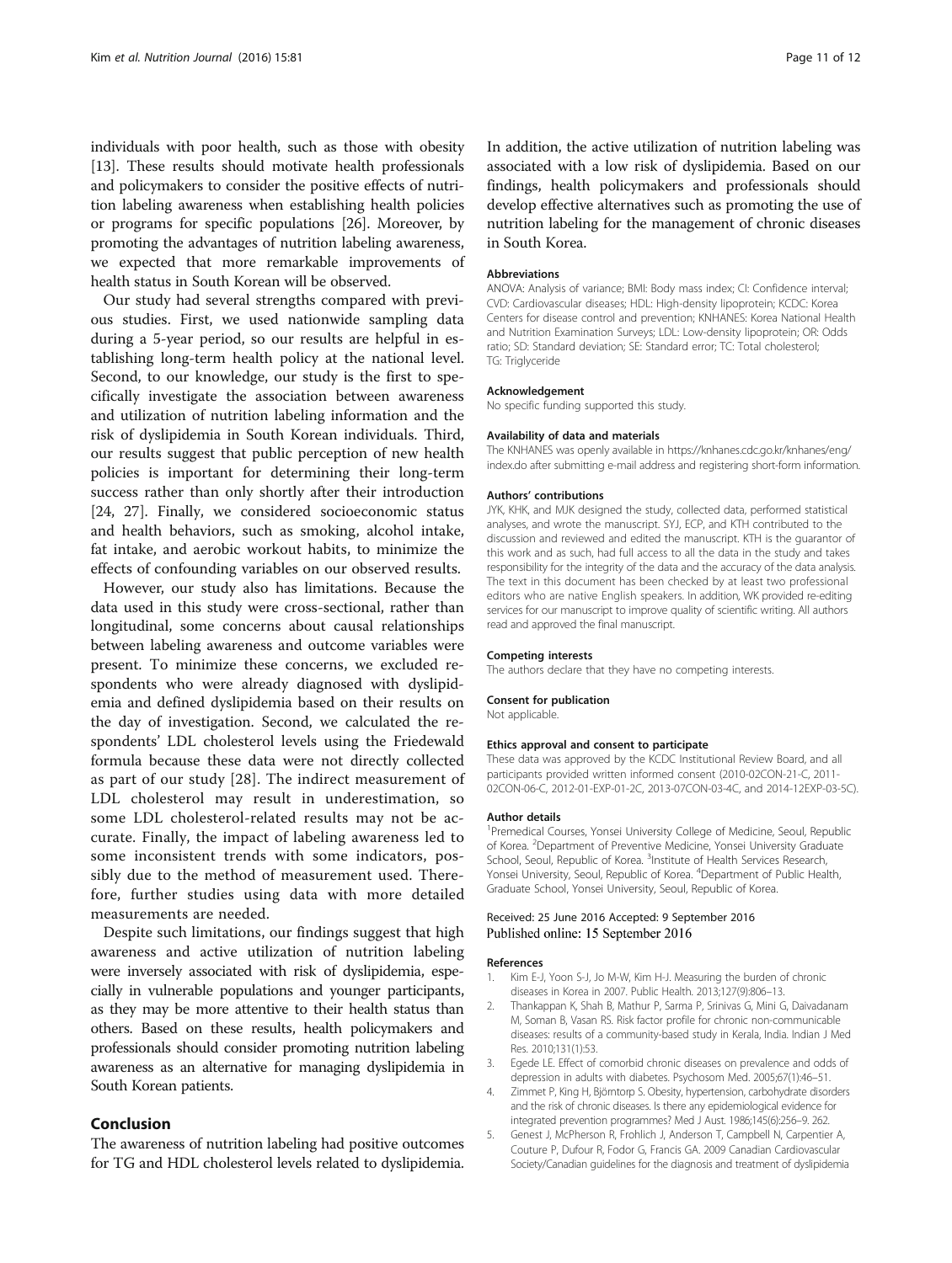individuals with poor health, such as those with obesity [13]. These results should motivate health professionals and policymakers to consider the positive effects of nutrition labeling awareness when establishing health policies or programs for specific populations [26]. Moreover, by promoting the advantages of nutrition labeling awareness, we expected that more remarkable improvements of health status in South Korean will be observed.

Our study had several strengths compared with previous studies. First, we used nationwide sampling data during a 5-year period, so our results are helpful in establishing long-term health policy at the national level. Second, to our knowledge, our study is the first to specifically investigate the association between awareness and utilization of nutrition labeling information and the risk of dyslipidemia in South Korean individuals. Third, our results suggest that public perception of new health policies is important for determining their long-term success rather than only shortly after their introduction [24, 27]. Finally, we considered socioeconomic status and health behaviors, such as smoking, alcohol intake, fat intake, and aerobic workout habits, to minimize the effects of confounding variables on our observed results.

However, our study also has limitations. Because the data used in this study were cross-sectional, rather than longitudinal, some concerns about causal relationships between labeling awareness and outcome variables were present. To minimize these concerns, we excluded respondents who were already diagnosed with dyslipidemia and defined dyslipidemia based on their results on the day of investigation. Second, we calculated the respondents' LDL cholesterol levels using the Friedewald formula because these data were not directly collected as part of our study [28]. The indirect measurement of LDL cholesterol may result in underestimation, so some LDL cholesterol-related results may not be accurate. Finally, the impact of labeling awareness led to some inconsistent trends with some indicators, possibly due to the method of measurement used. Therefore, further studies using data with more detailed measurements are needed.

Despite such limitations, our findings suggest that high awareness and active utilization of nutrition labeling were inversely associated with risk of dyslipidemia, especially in vulnerable populations and younger participants, as they may be more attentive to their health status than others. Based on these results, health policymakers and professionals should consider promoting nutrition labeling awareness as an alternative for managing dyslipidemia in South Korean patients.

## Conclusion

The awareness of nutrition labeling had positive outcomes for TG and HDL cholesterol levels related to dyslipidemia. In addition, the active utilization of nutrition labeling was associated with a low risk of dyslipidemia. Based on our findings, health policymakers and professionals should develop effective alternatives such as promoting the use of nutrition labeling for the management of chronic diseases in South Korea.

#### Abbreviations

ANOVA: Analysis of variance; BMI: Body mass index; CI: Confidence interval; CVD: Cardiovascular diseases; HDL: High-density lipoprotein; KCDC: Korea Centers for disease control and prevention; KNHANES: Korea National Health and Nutrition Examination Surveys; LDL: Low-density lipoprotein; OR: Odds ratio; SD: Standard deviation; SE: Standard error; TC: Total cholesterol; TG: Triglyceride

#### Acknowledgement

No specific funding supported this study.

#### Availability of data and materials

The KNHANES was openly available in https://knhanes.cdc.go.kr/knhanes/eng/index.do after submitting e-mail address and registering short-form information.

#### Authors' contributions

JYK, KHK, and MJK designed the study, collected data, performed statistical analyses, and wrote the manuscript. SYJ, ECP, and KTH contributed to the discussion and reviewed and edited the manuscript. KTH is the guarantor of this work and as such, had full access to all the data in the study and takes responsibility for the integrity of the data and the accuracy of the data analysis. The text in this document has been checked by at least two professional editors who are native English speakers. In addition, WK provided re-editing services for our manuscript to improve quality of scientific writing. All authors read and approved the final manuscript.

#### Competing interests

The authors declare that they have no competing interests.

#### Consent for publication

Not applicable.

#### Ethics approval and consent to participate

These data was approved by the KCDC Institutional Review Board, and all participants provided written informed consent (2010-02CON-21-C, 2011-02CON-06-C, 2012-01-EXP-01-2C, 2013-07CON-03-4C, and 2014-12EXP-03-5C).

#### Author details

[1]Premedical Courses, Yonsei University College of Medicine, Seoul, Republic of Korea. [2]Department of Preventive Medicine, Yonsei University Graduate School, Seoul, Republic of Korea. [3]Institute of Health Services Research, Yonsei University, Seoul, Republic of Korea. [4]Department of Public Health, Graduate School, Yonsei University, Seoul, Republic of Korea.

Received: 25 June 2016 Accepted: 9 September 2016
Published online: 15 September 2016

#### References

1. Kim E-J, Yoon S-J, Jo M-W, Kim H-J. Measuring the burden of chronic diseases in Korea in 2007. Public Health. 2013;127(9):806–13.
2. Thankappan K, Shah B, Mathur P, Sarma P, Srinivas G, Mini G, Daivadanam M, Soman B, Vasan RS. Risk factor profile for chronic non-communicable diseases: results of a community-based study in Kerala, India. Indian J Med Res. 2010;131(1):53.
3. Egede LE. Effect of comorbid chronic diseases on prevalence and odds of depression in adults with diabetes. Psychosom Med. 2005;67(1):46–51.
4. Zimmet P, King H, Björntorp S. Obesity, hypertension, carbohydrate disorders and the risk of chronic diseases. Is there any epidemiological evidence for integrated prevention programmes? Med J Aust. 1986;145(6):256–9. 262.
5. Genest J, McPherson R, Frohlich J, Anderson T, Campbell N, Carpentier A, Couture P, Dufour R, Fodor G, Francis GA. 2009 Canadian Cardiovascular Society/Canadian guidelines for the diagnosis and treatment of dyslipidemia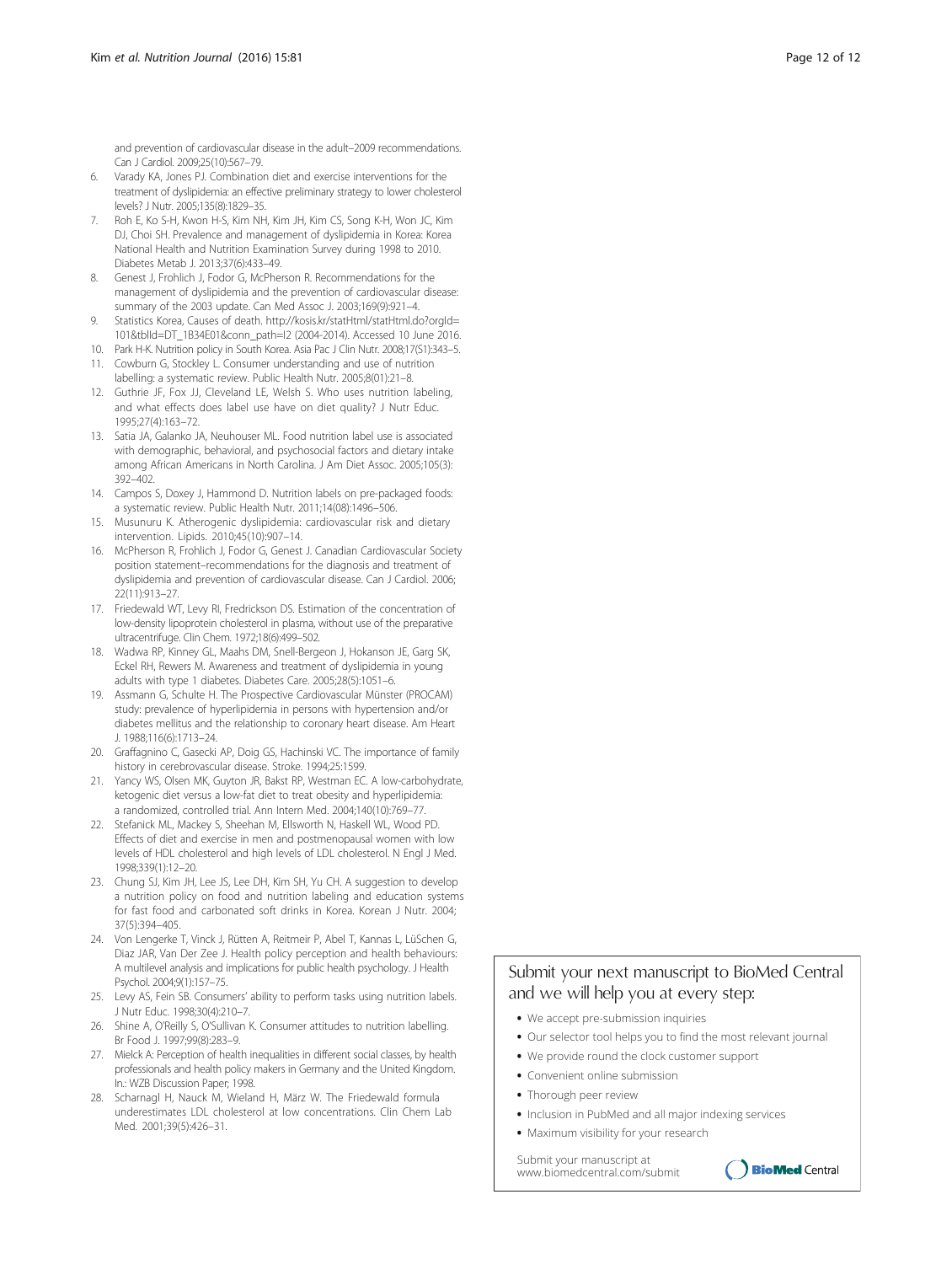and prevention of cardiovascular disease in the adult–2009 recommendations. Can J Cardiol. 2009;25(10):567–79.

6. Varady KA, Jones PJ. Combination diet and exercise interventions for the treatment of dyslipidemia: an effective preliminary strategy to lower cholesterol levels? J Nutr. 2005;135(8):1829–35.
7. Roh E, Ko S-H, Kwon H-S, Kim NH, Kim JH, Kim CS, Song K-H, Won JC, Kim DJ, Choi SH. Prevalence and management of dyslipidemia in Korea: Korea National Health and Nutrition Examination Survey during 1998 to 2010. Diabetes Metab J. 2013;37(6):433–49.
8. Genest J, Frohlich J, Fodor G, McPherson R. Recommendations for the management of dyslipidemia and the prevention of cardiovascular disease: summary of the 2003 update. Can Med Assoc J. 2003;169(9):921–4.
9. Statistics Korea, Causes of death. http://kosis.kr/statHtml/statHtml.do?orgId=101&tblId=DT_1B34E01&conn_path=I2 (2004-2014). Accessed 10 June 2016.
10. Park H-K. Nutrition policy in South Korea. Asia Pac J Clin Nutr. 2008;17(S1):343–5.
11. Cowburn G, Stockley L. Consumer understanding and use of nutrition labelling: a systematic review. Public Health Nutr. 2005;8(01):21–8.
12. Guthrie JF, Fox JJ, Cleveland LE, Welsh S. Who uses nutrition labeling, and what effects does label use have on diet quality? J Nutr Educ. 1995;27(4):163–72.
13. Satia JA, Galanko JA, Neuhouser ML. Food nutrition label use is associated with demographic, behavioral, and psychosocial factors and dietary intake among African Americans in North Carolina. J Am Diet Assoc. 2005;105(3):392–402.
14. Campos S, Doxey J, Hammond D. Nutrition labels on pre-packaged foods: a systematic review. Public Health Nutr. 2011;14(08):1496–506.
15. Musunuru K. Atherogenic dyslipidemia: cardiovascular risk and dietary intervention. Lipids. 2010;45(10):907–14.
16. McPherson R, Frohlich J, Fodor G, Genest J. Canadian Cardiovascular Society position statement–recommendations for the diagnosis and treatment of dyslipidemia and prevention of cardiovascular disease. Can J Cardiol. 2006;22(11):913–27.
17. Friedewald WT, Levy RI, Fredrickson DS. Estimation of the concentration of low-density lipoprotein cholesterol in plasma, without use of the preparative ultracentrifuge. Clin Chem. 1972;18(6):499–502.
18. Wadwa RP, Kinney GL, Maahs DM, Snell-Bergeon J, Hokanson JE, Garg SK, Eckel RH, Rewers M. Awareness and treatment of dyslipidemia in young adults with type 1 diabetes. Diabetes Care. 2005;28(5):1051–6.
19. Assmann G, Schulte H. The Prospective Cardiovascular Münster (PROCAM) study: prevalence of hyperlipidemia in persons with hypertension and/or diabetes mellitus and the relationship to coronary heart disease. Am Heart J. 1988;116(6):1713–24.
20. Graffagnino C, Gasecki AP, Doig GS, Hachinski VC. The importance of family history in cerebrovascular disease. Stroke. 1994;25:1599.
21. Yancy WS, Olsen MK, Guyton JR, Bakst RP, Westman EC. A low-carbohydrate, ketogenic diet versus a low-fat diet to treat obesity and hyperlipidemia: a randomized, controlled trial. Ann Intern Med. 2004;140(10):769–77.
22. Stefanick ML, Mackey S, Sheehan M, Ellsworth N, Haskell WL, Wood PD. Effects of diet and exercise in men and postmenopausal women with low levels of HDL cholesterol and high levels of LDL cholesterol. N Engl J Med. 1998;339(1):12–20.
23. Chung SJ, Kim JH, Lee JS, Lee DH, Kim SH, Yu CH. A suggestion to develop a nutrition policy on food and nutrition labeling and education systems for fast food and carbonated soft drinks in Korea. Korean J Nutr. 2004;37(5):394–405.
24. Von Lengerke T, Vinck J, Rütten A, Reitmeir P, Abel T, Kannas L, LüSchen G, Diaz JAR, Van Der Zee J. Health policy perception and health behaviours: A multilevel analysis and implications for public health psychology. J Health Psychol. 2004;9(1):157–75.
25. Levy AS, Fein SB. Consumers' ability to perform tasks using nutrition labels. J Nutr Educ. 1998;30(4):210–7.
26. Shine A, O'Reilly S, O'Sullivan K. Consumer attitudes to nutrition labelling. Br Food J. 1997;99(8):283–9.
27. Mielck A: Perception of health inequalities in different social classes, by health professionals and health policy makers in Germany and the United Kingdom. In.: WZB Discussion Paper; 1998.
28. Scharnagl H, Nauck M, Wieland H, März W. The Friedewald formula underestimates LDL cholesterol at low concentrations. Clin Chem Lab Med. 2001;39(5):426–31.

Submit your next manuscript to BioMed Central and we will help you at every step:

- We accept pre-submission inquiries
- Our selector tool helps you to find the most relevant journal
- We provide round the clock customer support
- Convenient online submission
- Thorough peer review
- Inclusion in PubMed and all major indexing services
- Maximum visibility for your research

Submit your manuscript at www.biomedcentral.com/submit

BioMed Central